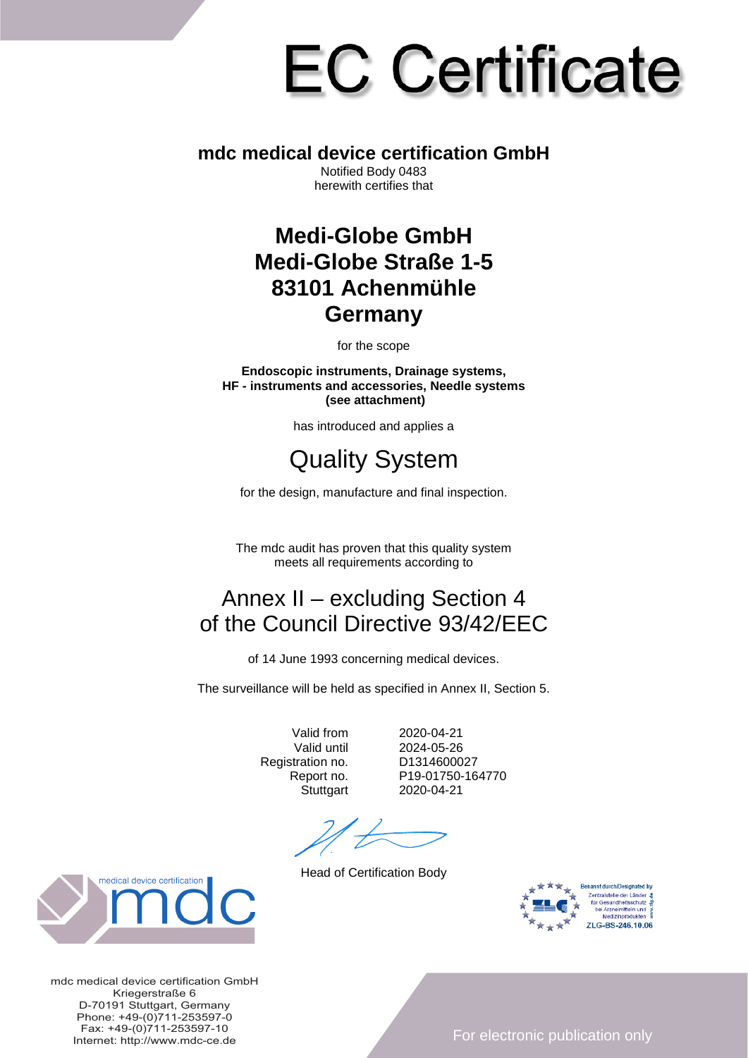# EC Certificate

**mdc medical device certification GmbH**

Notified Body 0483

herewith certifies that

## Medi-Globe GmbH
## Medi-Globe Straße 1-5
## 83101 Achenmühle
## Germany

for the scope

**Endoscopic instruments, Drainage systems,**
**HF - instruments and accessories, Needle systems**
**(see attachment)**

has introduced and applies a

## Quality System

for the design, manufacture and final inspection.

The mdc audit has proven that this quality system meets all requirements according to

## Annex II – excluding Section 4 of the Council Directive 93/42/EEC

of 14 June 1993 concerning medical devices.

The surveillance will be held as specified in Annex II, Section 5.

| | |
|---|---|
| Valid from | 2020-04-21 |
| Valid until | 2024-05-26 |
| Registration no. | D1314600027 |
| Report no. | P19-01750-164770 |
| Stuttgart | 2020-04-21 |

Head of Certification Body

medical device certification mdc

Benannt durch/Designated by Zentralstelle der Länder für Gesundheitsschutz bei Arzneimitteln und Medizinprodukten ZLG-BS-246.10.06

mdc medical device certification GmbH
Kriegerstraße 6
D-70191 Stuttgart, Germany
Phone: +49-(0)711-253597-0
Fax: +49-(0)711-253597-10
Internet: http://www.mdc-ce.de

For electronic publication only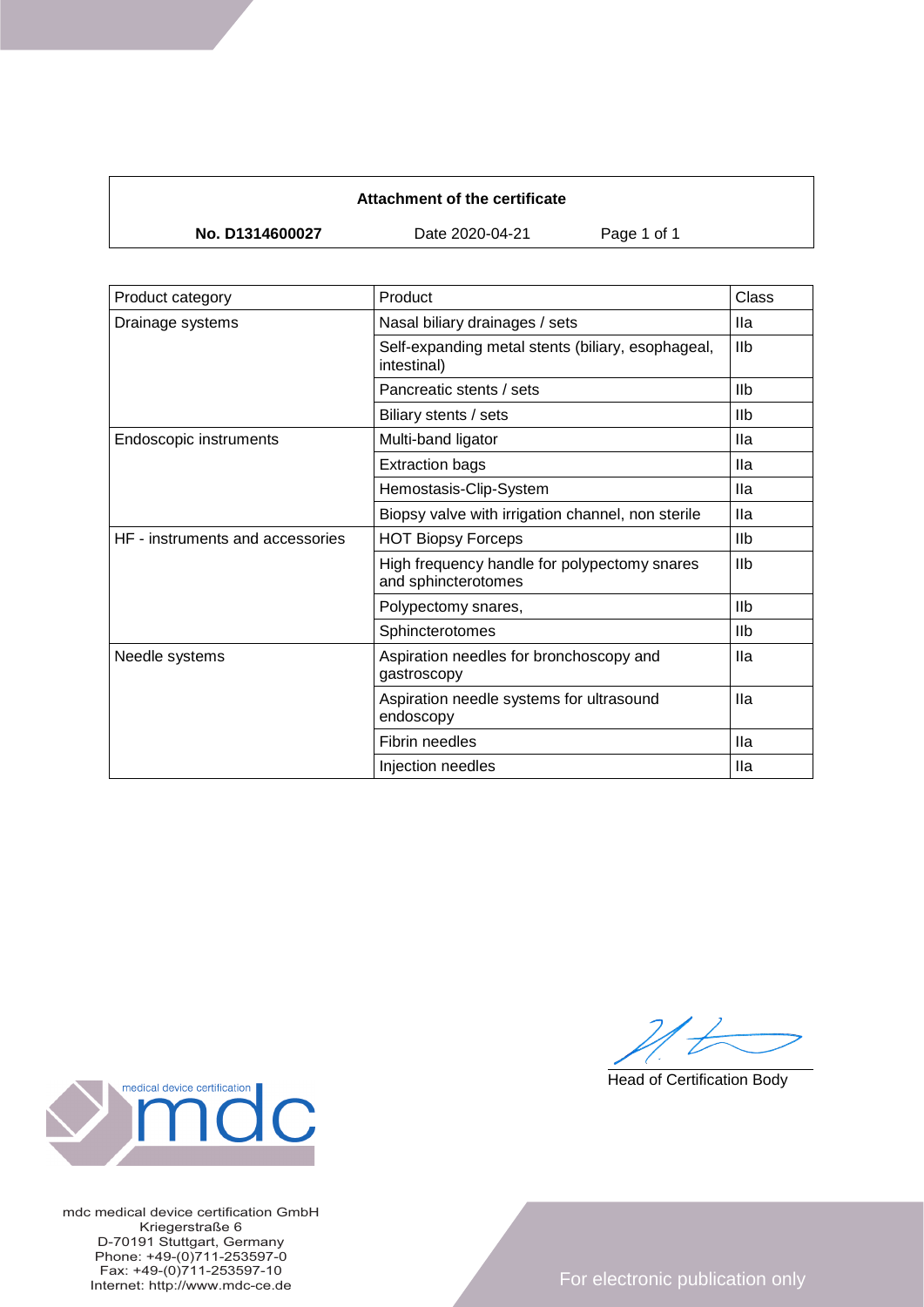**Attachment of the certificate**

**No. D1314600027** Date 2020-04-21

| Product category | Product | Class |
|---|---|---|
| Drainage systems | Nasal biliary drainages / sets | IIa |
| | Self-expanding metal stents (biliary, esophageal, intestinal) | IIb |
| | Pancreatic stents / sets | IIb |
| | Biliary stents / sets | IIb |
| Endoscopic instruments | Multi-band ligator | IIa |
| | Extraction bags | IIa |
| | Hemostasis-Clip-System | IIa |
| | Biopsy valve with irrigation channel, non sterile | IIa |
| HF - instruments and accessories | HOT Biopsy Forceps | IIb |
| | High frequency handle for polypectomy snares and sphincterotomes | IIb |
| | Polypectomy snares, | IIb |
| | Sphincterotomes | IIb |
| Needle systems | Aspiration needles for bronchoscopy and gastroscopy | IIa |
| | Aspiration needle systems for ultrasound endoscopy | IIa |
| | Fibrin needles | IIa |
| | Injection needles | IIa |

Head of Certification Body

medical device certification mdc

mdc medical device certification GmbH
Kriegerstraße 6
D-70191 Stuttgart, Germany
Phone: +49-(0)711-253597-0
Fax: +49-(0)711-253597-10
Internet: http://www.mdc-ce.de

For electronic publication only